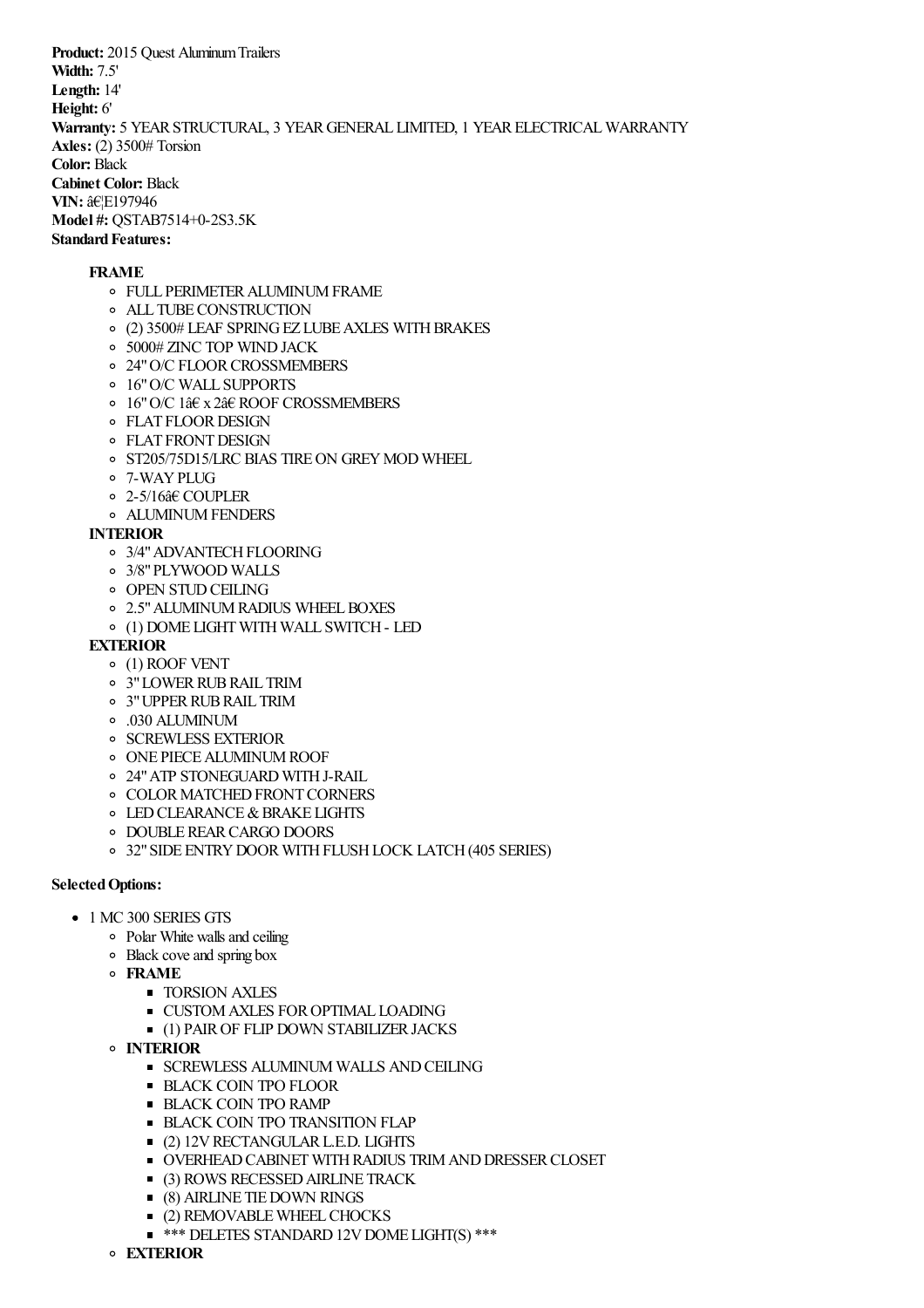**Product:** 2015 Quest Aluminum Trailers
**Width:** 7.5'
**Length:** 14'
**Height:** 6'
**Warranty:** 5 YEAR STRUCTURAL, 3 YEAR GENERAL LIMITED, 1 YEAR ELECTRICAL WARRANTY
**Axles:** (2) 3500# Torsion
**Color:** Black
**Cabinet Color:** Black
**VIN:** â€¦E197946
**Model #:** QSTAB7514+0-2S3.5K
**Standard Features:**

- **FRAME**
  - FULL PERIMETER ALUMINUM FRAME
  - ALL TUBE CONSTRUCTION
  - (2) 3500# LEAF SPRING EZ LUBE AXLES WITH BRAKES
  - 5000# ZINC TOP WIND JACK
  - 24" O/C FLOOR CROSSMEMBERS
  - 16" O/C WALL SUPPORTS
  - 16" O/C 1â€ x 2â€ ROOF CROSSMEMBERS
  - FLAT FLOOR DESIGN
  - FLAT FRONT DESIGN
  - ST205/75D15/LRC BIAS TIRE ON GREY MOD WHEEL
  - 7-WAY PLUG
  - 2-5/16â€ COUPLER
  - ALUMINUM FENDERS
- **INTERIOR**
  - 3/4" ADVANTECH FLOORING
  - 3/8" PLYWOOD WALLS
  - OPEN STUD CEILING
  - 2.5" ALUMINUM RADIUS WHEEL BOXES
  - (1) DOME LIGHT WITH WALL SWITCH - LED
- **EXTERIOR**
  - (1) ROOF VENT
  - 3" LOWER RUB RAIL TRIM
  - 3" UPPER RUB RAIL TRIM
  - .030 ALUMINUM
  - SCREWLESS EXTERIOR
  - ONE PIECE ALUMINUM ROOF
  - 24" ATP STONEGUARD WITH J-RAIL
  - COLOR MATCHED FRONT CORNERS
  - LED CLEARANCE & BRAKE LIGHTS
  - DOUBLE REAR CARGO DOORS
  - 32" SIDE ENTRY DOOR WITH FLUSH LOCK LATCH (405 SERIES)

**Selected Options:**

- 1 MC 300 SERIES GTS
  - Polar White walls and ceiling
  - Black cove and spring box
  - **FRAME**
    - TORSION AXLES
    - CUSTOM AXLES FOR OPTIMAL LOADING
    - (1) PAIR OF FLIP DOWN STABILIZER JACKS
  - **INTERIOR**
    - SCREWLESS ALUMINUM WALLS AND CEILING
    - BLACK COIN TPO FLOOR
    - BLACK COIN TPO RAMP
    - BLACK COIN TPO TRANSITION FLAP
    - (2) 12V RECTANGULAR L.E.D. LIGHTS
    - OVERHEAD CABINET WITH RADIUS TRIM AND DRESSER CLOSET
    - (3) ROWS RECESSED AIRLINE TRACK
    - (8) AIRLINE TIE DOWN RINGS
    - (2) REMOVABLE WHEEL CHOCKS
    - *** DELETES STANDARD 12V DOME LIGHT(S) ***
  - **EXTERIOR**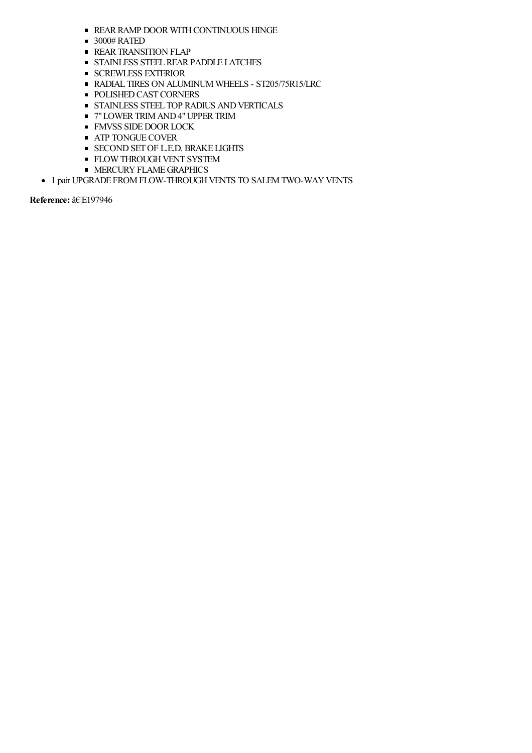- REAR RAMP DOOR WITH CONTINUOUS HINGE
    - 3000# RATED
    - REAR TRANSITION FLAP
    - STAINLESS STEEL REAR PADDLE LATCHES
    - SCREWLESS EXTERIOR
    - RADIAL TIRES ON ALUMINUM WHEELS - ST205/75R15/LRC
    - POLISHED CAST CORNERS
    - STAINLESS STEEL TOP RADIUS AND VERTICALS
    - 7" LOWER TRIM AND 4" UPPER TRIM
    - FMVSS SIDE DOOR LOCK
    - ATP TONGUE COVER
    - SECOND SET OF L.E.D. BRAKE LIGHTS
    - FLOW THROUGH VENT SYSTEM
    - MERCURY FLAME GRAPHICS
- 1 pair UPGRADE FROM FLOW-THROUGH VENTS TO SALEM TWO-WAY VENTS

**Reference:** â€¦E197946